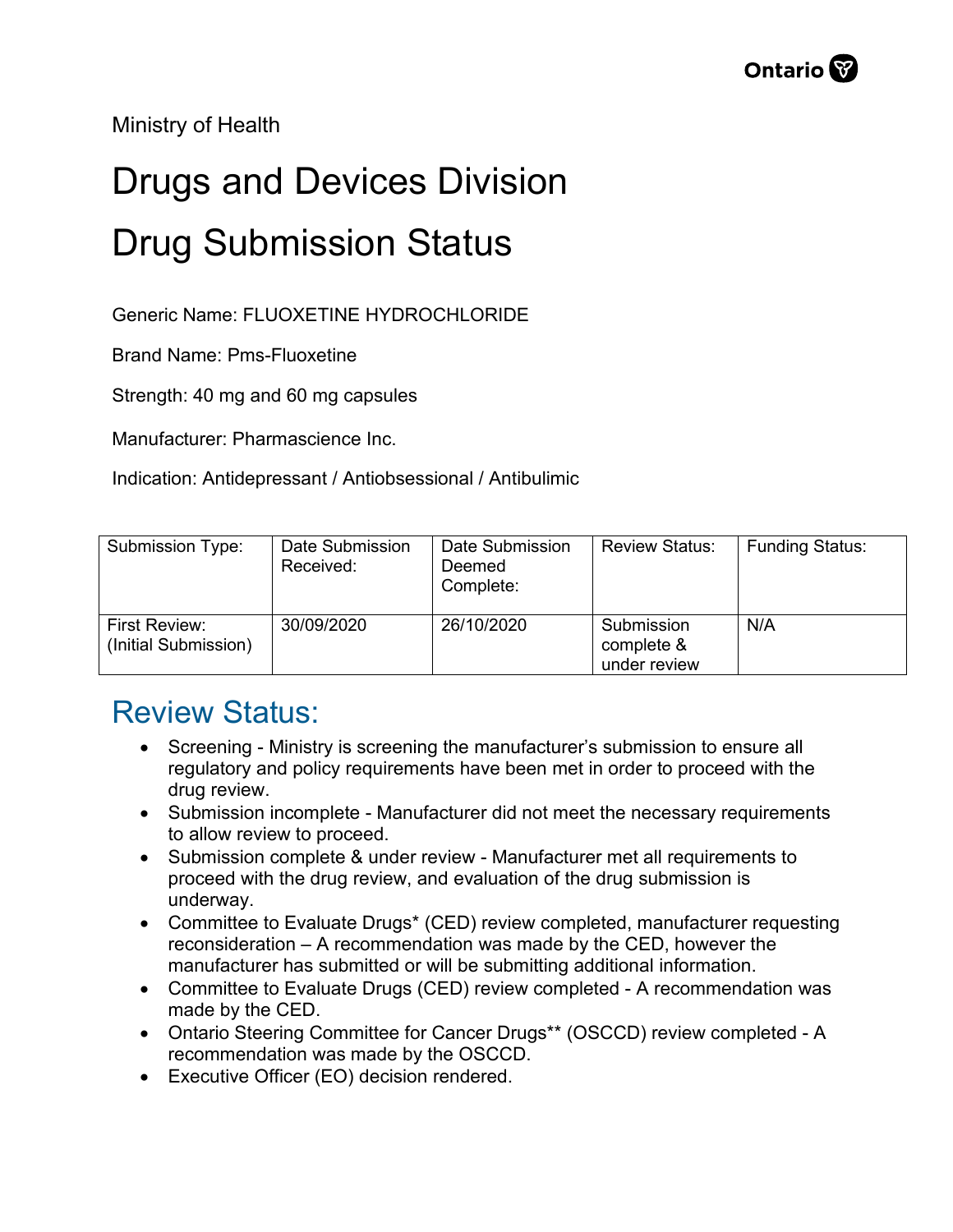Ministry of Health

# Drugs and Devices Division

# Drug Submission Status

Generic Name: FLUOXETINE HYDROCHLORIDE

Brand Name: Pms-Fluoxetine

Strength: 40 mg and 60 mg capsules

Manufacturer: Pharmascience Inc.

Indication: Antidepressant / Antiobsessional / Antibulimic

| Submission Type: | Date Submission Received: | Date Submission Deemed Complete: | Review Status: | Funding Status: |
|---|---|---|---|---|
| First Review: (Initial Submission) | 30/09/2020 | 26/10/2020 | Submission complete & under review | N/A |

## Review Status:

- Screening - Ministry is screening the manufacturer's submission to ensure all regulatory and policy requirements have been met in order to proceed with the drug review.
- Submission incomplete - Manufacturer did not meet the necessary requirements to allow review to proceed.
- Submission complete & under review - Manufacturer met all requirements to proceed with the drug review, and evaluation of the drug submission is underway.
- Committee to Evaluate Drugs* (CED) review completed, manufacturer requesting reconsideration – A recommendation was made by the CED, however the manufacturer has submitted or will be submitting additional information.
- Committee to Evaluate Drugs (CED) review completed - A recommendation was made by the CED.
- Ontario Steering Committee for Cancer Drugs** (OSCCD) review completed - A recommendation was made by the OSCCD.
- Executive Officer (EO) decision rendered.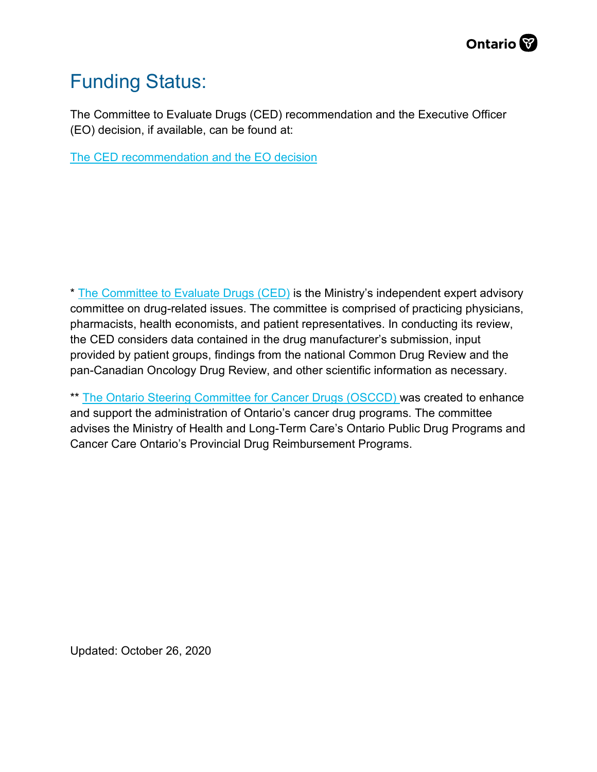# Funding Status:

The Committee to Evaluate Drugs (CED) recommendation and the Executive Officer (EO) decision, if available, can be found at:

[The CED recommendation and the EO decision]

* [The Committee to Evaluate Drugs (CED)] is the Ministry's independent expert advisory committee on drug-related issues. The committee is comprised of practicing physicians, pharmacists, health economists, and patient representatives. In conducting its review, the CED considers data contained in the drug manufacturer's submission, input provided by patient groups, findings from the national Common Drug Review and the pan-Canadian Oncology Drug Review, and other scientific information as necessary.

** [The Ontario Steering Committee for Cancer Drugs (OSCCD)] was created to enhance and support the administration of Ontario's cancer drug programs. The committee advises the Ministry of Health and Long-Term Care's Ontario Public Drug Programs and Cancer Care Ontario's Provincial Drug Reimbursement Programs.

Updated: October 26, 2020